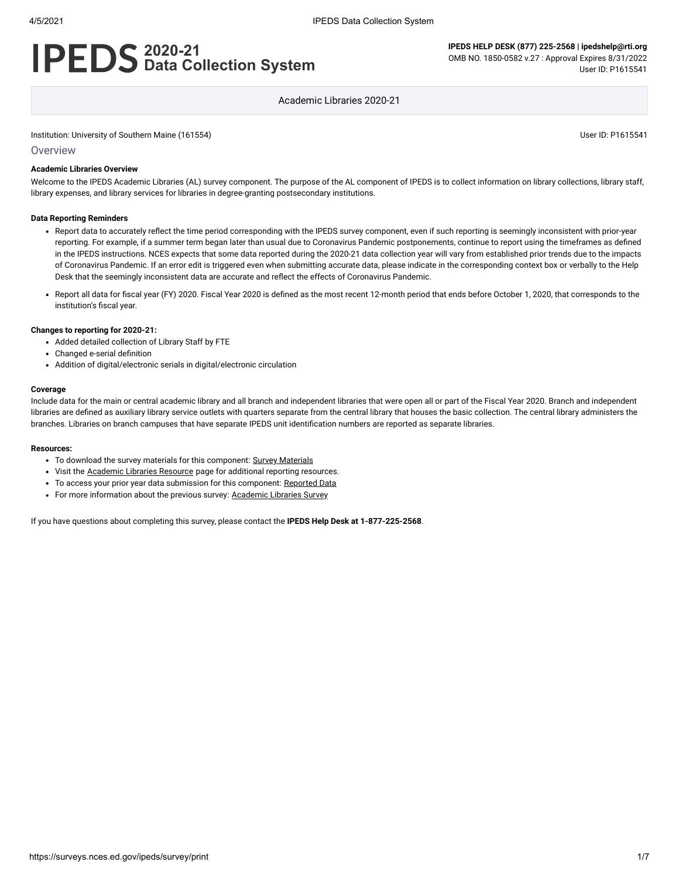# IPEDS 2020-21 Data Collection System

**IPEDS HELP DESK (877) 225-2568 | ipedshelp@rti.org**
OMB NO. 1850-0582 v.27 : Approval Expires 8/31/2022
User ID: P1615541

Academic Libraries 2020-21

Institution: University of Southern Maine (161554)

User ID: P1615541

## Overview

**Academic Libraries Overview**

Welcome to the IPEDS Academic Libraries (AL) survey component. The purpose of the AL component of IPEDS is to collect information on library collections, library staff, library expenses, and library services for libraries in degree-granting postsecondary institutions.

**Data Reporting Reminders**

- Report data to accurately reflect the time period corresponding with the IPEDS survey component, even if such reporting is seemingly inconsistent with prior-year reporting. For example, if a summer term began later than usual due to Coronavirus Pandemic postponements, continue to report using the timeframes as defined in the IPEDS instructions. NCES expects that some data reported during the 2020-21 data collection year will vary from established prior trends due to the impacts of Coronavirus Pandemic. If an error edit is triggered even when submitting accurate data, please indicate in the corresponding context box or verbally to the Help Desk that the seemingly inconsistent data are accurate and reflect the effects of Coronavirus Pandemic.
- Report all data for fiscal year (FY) 2020. Fiscal Year 2020 is defined as the most recent 12-month period that ends before October 1, 2020, that corresponds to the institution's fiscal year.

**Changes to reporting for 2020-21:**

- Added detailed collection of Library Staff by FTE
- Changed e-serial definition
- Addition of digital/electronic serials in digital/electronic circulation

**Coverage**

Include data for the main or central academic library and all branch and independent libraries that were open all or part of the Fiscal Year 2020. Branch and independent libraries are defined as auxiliary library service outlets with quarters separate from the central library that houses the basic collection. The central library administers the branches. Libraries on branch campuses that have separate IPEDS unit identification numbers are reported as separate libraries.

**Resources:**

- To download the survey materials for this component: Survey Materials
- Visit the Academic Libraries Resource page for additional reporting resources.
- To access your prior year data submission for this component: Reported Data
- For more information about the previous survey: Academic Libraries Survey

If you have questions about completing this survey, please contact the **IPEDS Help Desk at 1-877-225-2568**.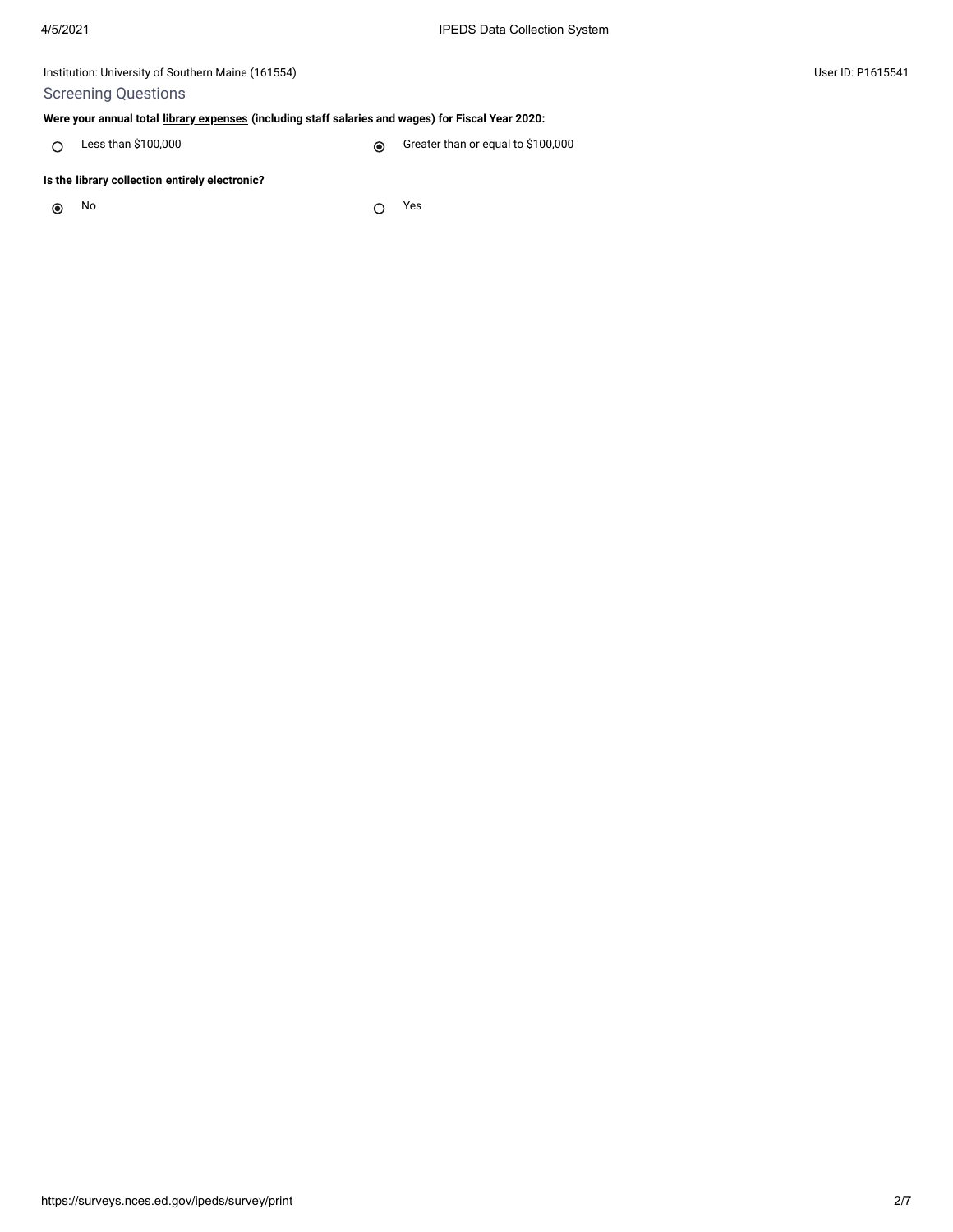Institution: University of Southern Maine (161554)

User ID: P1615541

## Screening Questions

**Were your annual total library expenses (including staff salaries and wages) for Fiscal Year 2020:**

- ○ Less than $100,000
- ◉ Greater than or equal to $100,000

**Is the library collection entirely electronic?**

- ◉ No
- ○ Yes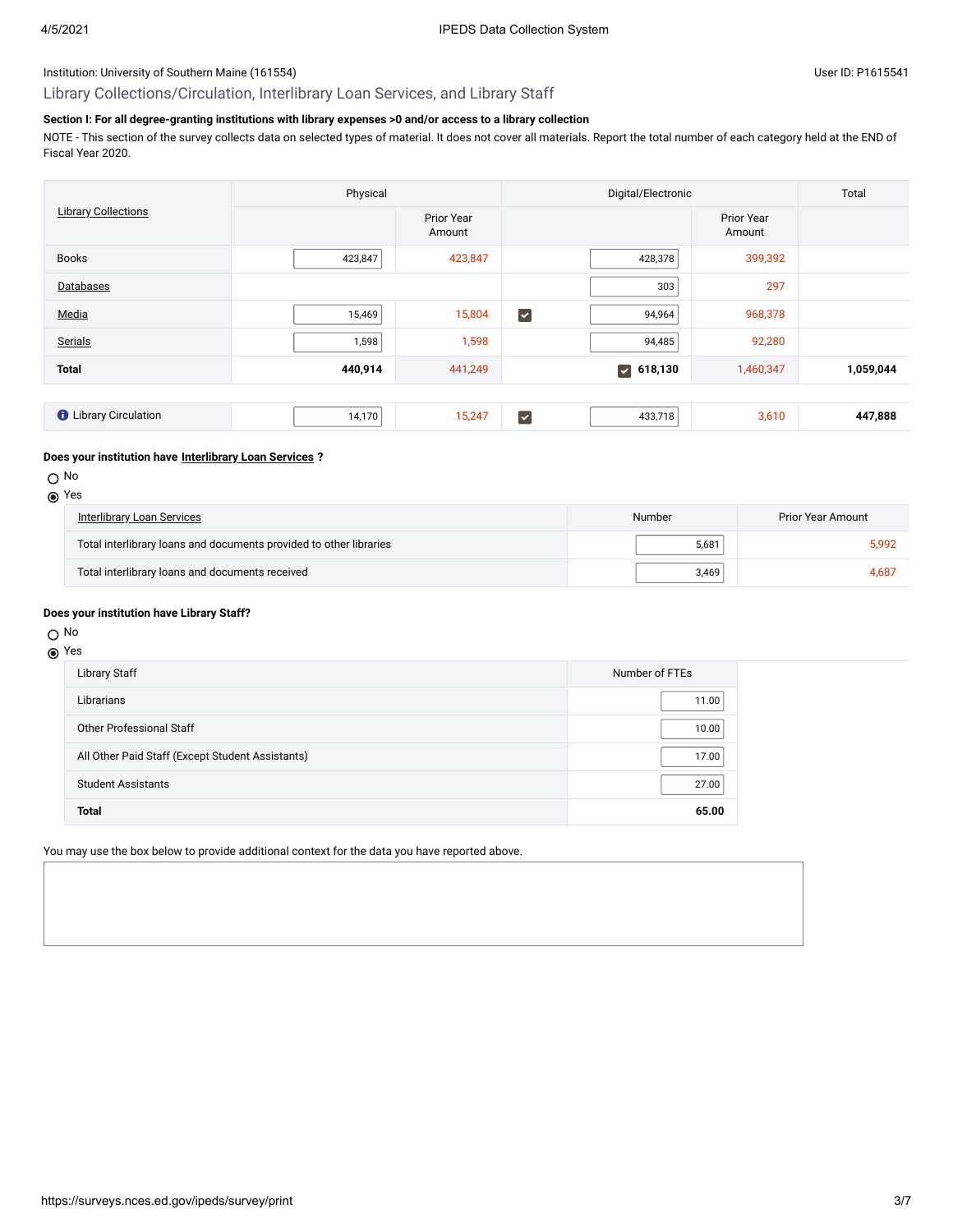Institution: University of Southern Maine (161554)

User ID: P1615541

## Library Collections/Circulation, Interlibrary Loan Services, and Library Staff

**Section I: For all degree-granting institutions with library expenses >0 and/or access to a library collection**

NOTE - This section of the survey collects data on selected types of material. It does not cover all materials. Report the total number of each category held at the END of Fiscal Year 2020.

| Library Collections | Physical | | Digital/Electronic | | | Total |
|---|---|---|---|---|---|---|
| | | Prior Year Amount | | | Prior Year Amount | |
| Books | 423,847 | 423,847 | | 428,378 | 399,392 | |
| Databases | | | | 303 | 297 | |
| Media | 15,469 | 15,804 | ☑ | 94,964 | 968,378 | |
| Serials | 1,598 | 1,598 | | 94,485 | 92,280 | |
| **Total** | **440,914** | 441,249 | ☑ | **618,130** | 1,460,347 | **1,059,044** |
| Library Circulation | 14,170 | 15,247 | ☑ | 433,718 | 3,610 | **447,888** |

**Does your institution have Interlibrary Loan Services ?**

- ○ No
- ◉ Yes

| Interlibrary Loan Services | Number | Prior Year Amount |
|---|---|---|
| Total interlibrary loans and documents provided to other libraries | 5,681 | 5,992 |
| Total interlibrary loans and documents received | 3,469 | 4,687 |

**Does your institution have Library Staff?**

- ○ No
- ◉ Yes

| Library Staff | Number of FTEs |
|---|---|
| Librarians | 11.00 |
| Other Professional Staff | 10.00 |
| All Other Paid Staff (Except Student Assistants) | 17.00 |
| Student Assistants | 27.00 |
| **Total** | **65.00** |

You may use the box below to provide additional context for the data you have reported above.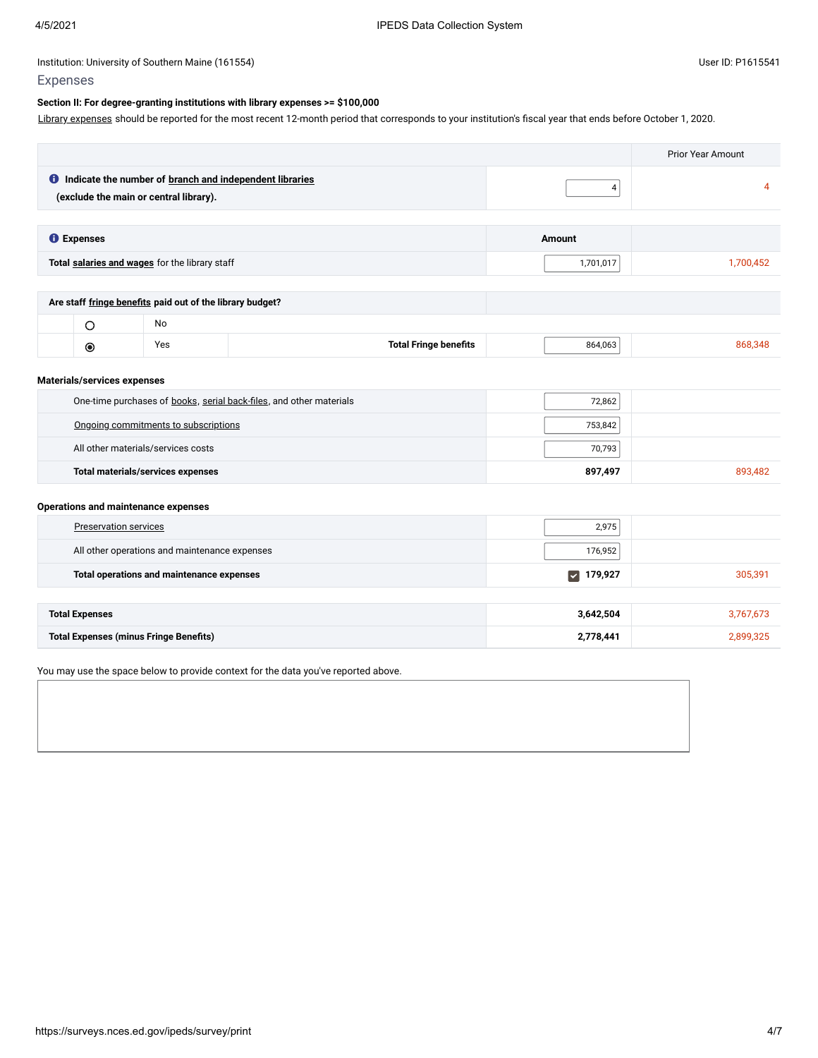Institution: University of Southern Maine (161554)

User ID: P1615541

## Expenses

**Section II: For degree-granting institutions with library expenses >= $100,000**

Library expenses should be reported for the most recent 12-month period that corresponds to your institution's fiscal year that ends before October 1, 2020.

| | | Prior Year Amount |
|---|---|---|
| **Indicate the number of branch and independent libraries (exclude the main or central library).** | 4 | 4 |

| **Expenses** | **Amount** | |
|---|---|---|
| **Total salaries and wages** for the library staff | 1,701,017 | 1,700,452 |

| **Are staff fringe benefits paid out of the library budget?** | | | | |
|---|---|---|---|---|
| ○ | No | | | |
| ◉ | Yes | **Total Fringe benefits** | 864,063 | 868,348 |

**Materials/services expenses**

| | | |
|---|---|---|
| One-time purchases of books, serial back-files, and other materials | 72,862 | |
| Ongoing commitments to subscriptions | 753,842 | |
| All other materials/services costs | 70,793 | |
| **Total materials/services expenses** | **897,497** | 893,482 |

**Operations and maintenance expenses**

| | | |
|---|---|---|
| Preservation services | 2,975 | |
| All other operations and maintenance expenses | 176,952 | |
| **Total operations and maintenance expenses** | ☑ **179,927** | 305,391 |

| | | |
|---|---|---|
| **Total Expenses** | **3,642,504** | 3,767,673 |
| **Total Expenses (minus Fringe Benefits)** | **2,778,441** | 2,899,325 |

You may use the space below to provide context for the data you've reported above.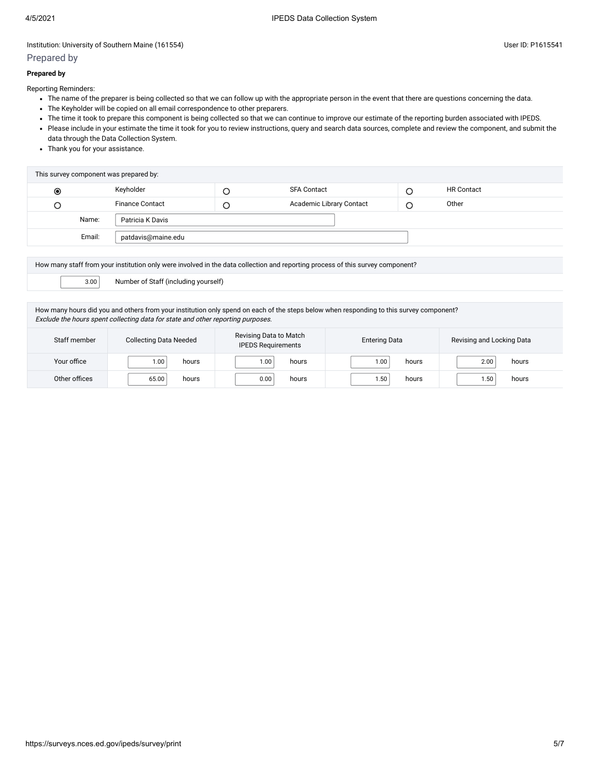Institution: University of Southern Maine (161554)

User ID: P1615541

## Prepared by

**Prepared by**

Reporting Reminders:

- The name of the preparer is being collected so that we can follow up with the appropriate person in the event that there are questions concerning the data.
- The Keyholder will be copied on all email correspondence to other preparers.
- The time it took to prepare this component is being collected so that we can continue to improve our estimate of the reporting burden associated with IPEDS.
- Please include in your estimate the time it took for you to review instructions, query and search data sources, complete and review the component, and submit the data through the Data Collection System.
- Thank you for your assistance.

| This survey component was prepared by: | | | | | |
|---|---|---|---|---|---|
| ◉ | Keyholder | ○ | SFA Contact | ○ | HR Contact |
| ○ | Finance Contact | ○ | Academic Library Contact | ○ | Other |
| Name: | Patricia K Davis | | | | |
| Email: | patdavis@maine.edu | | | | |

| How many staff from your institution only were involved in the data collection and reporting process of this survey component? | |
|---|---|
| 3.00 | Number of Staff (including yourself) |

How many hours did you and others from your institution only spend on each of the steps below when responding to this survey component?
*Exclude the hours spent collecting data for state and other reporting purposes.*

| Staff member | Collecting Data Needed | Revising Data to Match IPEDS Requirements | Entering Data | Revising and Locking Data |
|---|---|---|---|---|
| Your office | 1.00 hours | 1.00 hours | 1.00 hours | 2.00 hours |
| Other offices | 65.00 hours | 0.00 hours | 1.50 hours | 1.50 hours |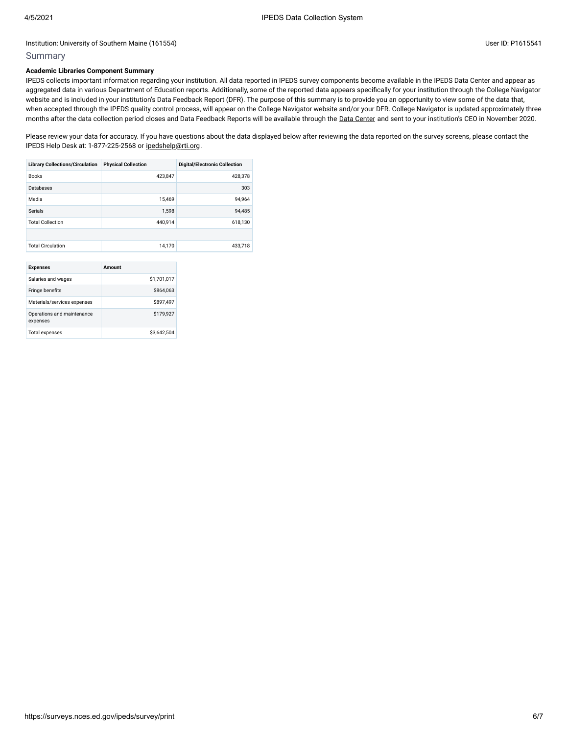Institution: University of Southern Maine (161554)

User ID: P1615541

## Summary

**Academic Libraries Component Summary**

IPEDS collects important information regarding your institution. All data reported in IPEDS survey components become available in the IPEDS Data Center and appear as aggregated data in various Department of Education reports. Additionally, some of the reported data appears specifically for your institution through the College Navigator website and is included in your institution's Data Feedback Report (DFR). The purpose of this summary is to provide you an opportunity to view some of the data that, when accepted through the IPEDS quality control process, will appear on the College Navigator website and/or your DFR. College Navigator is updated approximately three months after the data collection period closes and Data Feedback Reports will be available through the Data Center and sent to your institution's CEO in November 2020.

Please review your data for accuracy. If you have questions about the data displayed below after reviewing the data reported on the survey screens, please contact the IPEDS Help Desk at: 1-877-225-2568 or ipedshelp@rti.org.

| Library Collections/Circulation | Physical Collection | Digital/Electronic Collection |
| --- | --- | --- |
| Books | 423,847 | 428,378 |
| Databases | | 303 |
| Media | 15,469 | 94,964 |
| Serials | 1,598 | 94,485 |
| Total Collection | 440,914 | 618,130 |
| | | |
| Total Circulation | 14,170 | 433,718 |

| Expenses | Amount |
| --- | --- |
| Salaries and wages | $1,701,017 |
| Fringe benefits | $864,063 |
| Materials/services expenses | $897,497 |
| Operations and maintenance expenses | $179,927 |
| Total expenses | $3,642,504 |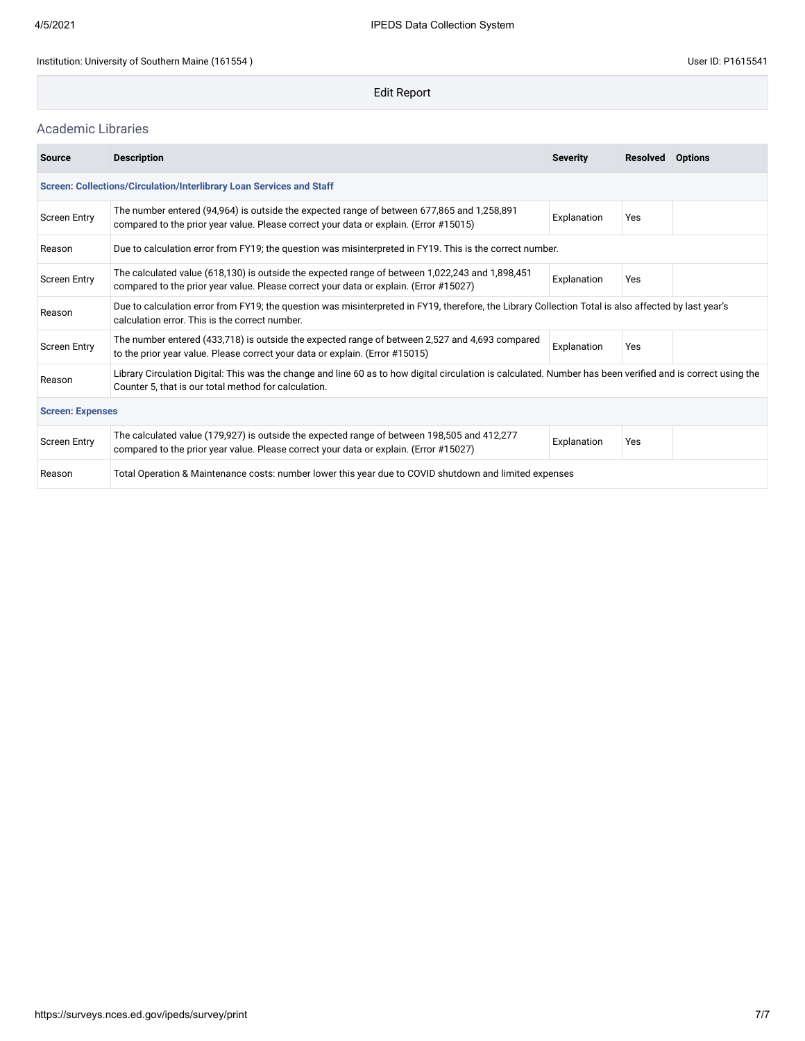Institution: University of Southern Maine (161554 )

User ID: P1615541

Edit Report

## Academic Libraries

| Source | Description | Severity | Resolved | Options |
|---|---|---|---|---|
| **Screen: Collections/Circulation/Interlibrary Loan Services and Staff** | | | | |
| Screen Entry | The number entered (94,964) is outside the expected range of between 677,865 and 1,258,891 compared to the prior year value. Please correct your data or explain. (Error #15015) | Explanation | Yes | |
| Reason | Due to calculation error from FY19; the question was misinterpreted in FY19. This is the correct number. | | | |
| Screen Entry | The calculated value (618,130) is outside the expected range of between 1,022,243 and 1,898,451 compared to the prior year value. Please correct your data or explain. (Error #15027) | Explanation | Yes | |
| Reason | Due to calculation error from FY19; the question was misinterpreted in FY19, therefore, the Library Collection Total is also affected by last year's calculation error. This is the correct number. | | | |
| Screen Entry | The number entered (433,718) is outside the expected range of between 2,527 and 4,693 compared to the prior year value. Please correct your data or explain. (Error #15015) | Explanation | Yes | |
| Reason | Library Circulation Digital: This was the change and line 60 as to how digital circulation is calculated. Number has been verified and is correct using the Counter 5, that is our total method for calculation. | | | |
| **Screen: Expenses** | | | | |
| Screen Entry | The calculated value (179,927) is outside the expected range of between 198,505 and 412,277 compared to the prior year value. Please correct your data or explain. (Error #15027) | Explanation | Yes | |
| Reason | Total Operation & Maintenance costs: number lower this year due to COVID shutdown and limited expenses | | | |